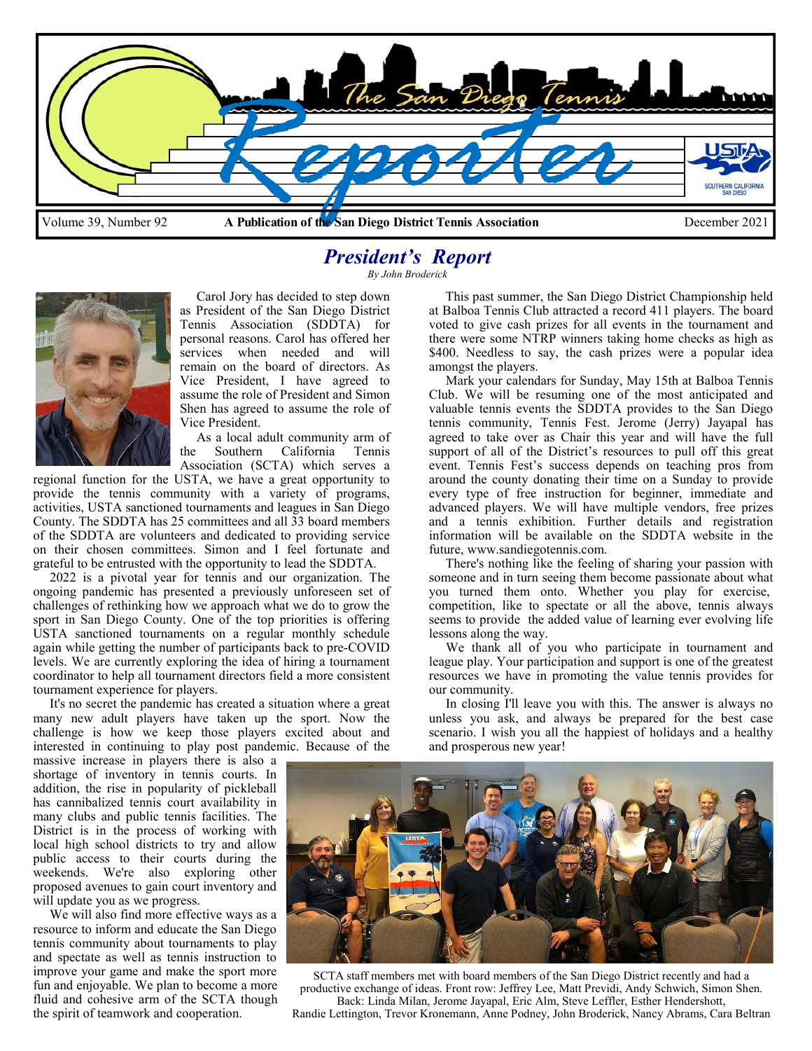# The San Diego Tennis Reporter

Volume 39, Number 92 — **A Publication of the San Diego District Tennis Association** — December 2021

## *President's Report*

*By John Broderick*

Carol Jory has decided to step down as President of the San Diego District Tennis Association (SDDTA) for personal reasons. Carol has offered her services when needed and will remain on the board of directors. As Vice President, I have agreed to assume the role of President and Simon Shen has agreed to assume the role of Vice President.

As a local adult community arm of the Southern California Tennis Association (SCTA) which serves a regional function for the USTA, we have a great opportunity to provide the tennis community with a variety of programs, activities, USTA sanctioned tournaments and leagues in San Diego County. The SDDTA has 25 committees and all 33 board members of the SDDTA are volunteers and dedicated to providing service on their chosen committees. Simon and I feel fortunate and grateful to be entrusted with the opportunity to lead the SDDTA.

2022 is a pivotal year for tennis and our organization. The ongoing pandemic has presented a previously unforeseen set of challenges of rethinking how we approach what we do to grow the sport in San Diego County. One of the top priorities is offering USTA sanctioned tournaments on a regular monthly schedule again while getting the number of participants back to pre-COVID levels. We are currently exploring the idea of hiring a tournament coordinator to help all tournament directors field a more consistent tournament experience for players.

It's no secret the pandemic has created a situation where a great many new adult players have taken up the sport. Now the challenge is how we keep those players excited about and interested in continuing to play post pandemic. Because of the massive increase in players there is also a shortage of inventory in tennis courts. In addition, the rise in popularity of pickleball has cannibalized tennis court availability in many clubs and public tennis facilities. The District is in the process of working with local high school districts to try and allow public access to their courts during the weekends. We're also exploring other proposed avenues to gain court inventory and will update you as we progress.

We will also find more effective ways as a resource to inform and educate the San Diego tennis community about tournaments to play and spectate as well as tennis instruction to improve your game and make the sport more fun and enjoyable. We plan to become a more fluid and cohesive arm of the SCTA though the spirit of teamwork and cooperation.

This past summer, the San Diego District Championship held at Balboa Tennis Club attracted a record 411 players. The board voted to give cash prizes for all events in the tournament and there were some NTRP winners taking home checks as high as $400. Needless to say, the cash prizes were a popular idea amongst the players.

Mark your calendars for Sunday, May 15th at Balboa Tennis Club. We will be resuming one of the most anticipated and valuable tennis events the SDDTA provides to the San Diego tennis community, Tennis Fest. Jerome (Jerry) Jayapal has agreed to take over as Chair this year and will have the full support of all of the District's resources to pull off this great event. Tennis Fest's success depends on teaching pros from around the county donating their time on a Sunday to provide every type of free instruction for beginner, immediate and advanced players. We will have multiple vendors, free prizes and a tennis exhibition. Further details and registration information will be available on the SDDTA website in the future, www.sandiegotennis.com.

There's nothing like the feeling of sharing your passion with someone and in turn seeing them become passionate about what you turned them onto. Whether you play for exercise, competition, like to spectate or all the above, tennis always seems to provide the added value of learning ever evolving life lessons along the way.

We thank all of you who participate in tournament and league play. Your participation and support is one of the greatest resources we have in promoting the value tennis provides for our community.

In closing I'll leave you with this. The answer is always no unless you ask, and always be prepared for the best case scenario. I wish you all the happiest of holidays and a healthy and prosperous new year!

SCTA staff members met with board members of the San Diego District recently and had a productive exchange of ideas. Front row: Jeffrey Lee, Matt Previdi, Andy Schwich, Simon Shen. Back: Linda Milan, Jerome Jayapal, Eric Alm, Steve Leffler, Esther Hendershott, Randie Lettington, Trevor Kronemann, Anne Podney, John Broderick, Nancy Abrams, Cara Beltran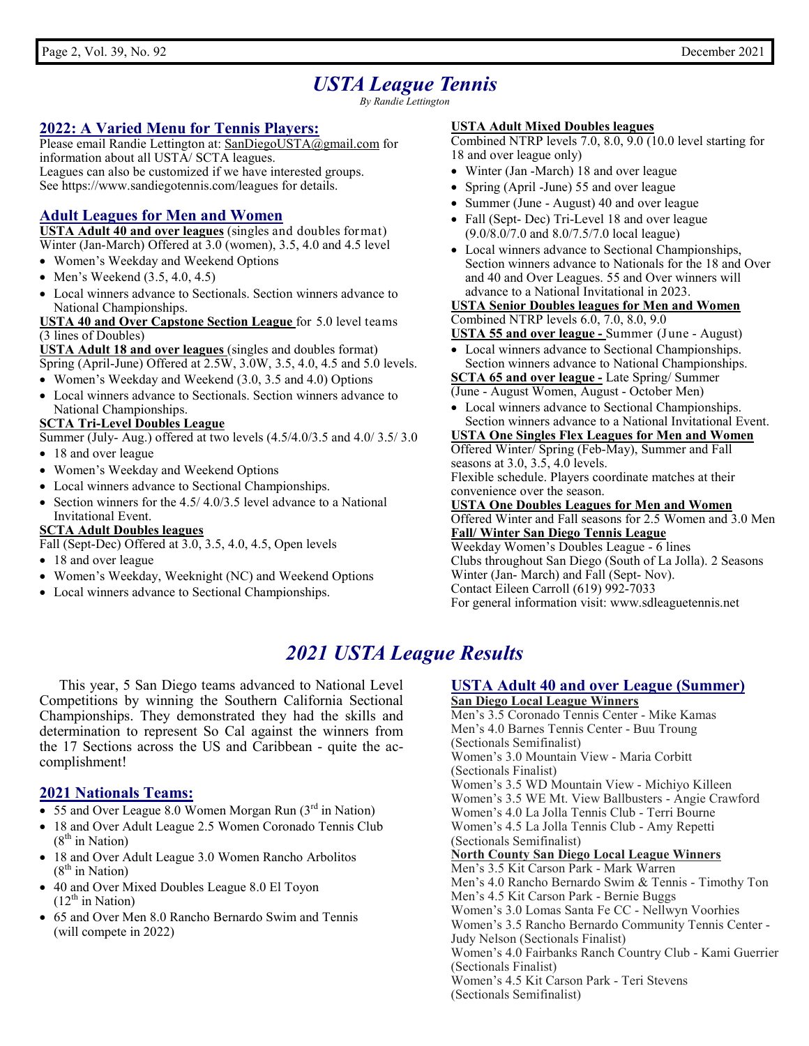# *USTA League Tennis*

*By Randie Lettington*

## 2022: A Varied Menu for Tennis Players:

Please email Randie Lettington at: SanDiegoUSTA@gmail.com for information about all USTA/ SCTA leagues.
Leagues can also be customized if we have interested groups.
See https://www.sandiegotennis.com/leagues for details.

## Adult Leagues for Men and Women

**USTA Adult 40 and over leagues** (singles and doubles format)
Winter (Jan-March) Offered at 3.0 (women), 3.5, 4.0 and 4.5 level

- Women's Weekday and Weekend Options
- Men's Weekend (3.5, 4.0, 4.5)
- Local winners advance to Sectionals. Section winners advance to National Championships.

**USTA 40 and Over Capstone Section League** for 5.0 level teams (3 lines of Doubles)

**USTA Adult 18 and over leagues** (singles and doubles format)
Spring (April-June) Offered at 2.5W, 3.0W, 3.5, 4.0, 4.5 and 5.0 levels.

- Women's Weekday and Weekend (3.0, 3.5 and 4.0) Options
- Local winners advance to Sectionals. Section winners advance to National Championships.

**SCTA Tri-Level Doubles League**
Summer (July- Aug.) offered at two levels (4.5/4.0/3.5 and 4.0/ 3.5/ 3.0

- 18 and over league
- Women's Weekday and Weekend Options
- Local winners advance to Sectional Championships.
- Section winners for the 4.5/ 4.0/3.5 level advance to a National Invitational Event.

**SCTA Adult Doubles leagues**
Fall (Sept-Dec) Offered at 3.0, 3.5, 4.0, 4.5, Open levels

- 18 and over league
- Women's Weekday, Weeknight (NC) and Weekend Options
- Local winners advance to Sectional Championships.

**USTA Adult Mixed Doubles leagues**
Combined NTRP levels 7.0, 8.0, 9.0 (10.0 level starting for 18 and over league only)

- Winter (Jan -March) 18 and over league
- Spring (April -June) 55 and over league
- Summer (June - August) 40 and over league
- Fall (Sept- Dec) Tri-Level 18 and over league (9.0/8.0/7.0 and 8.0/7.5/7.0 local league)
- Local winners advance to Sectional Championships, Section winners advance to Nationals for the 18 and Over and 40 and Over Leagues. 55 and Over winners will advance to a National Invitational in 2023.

**USTA Senior Doubles leagues for Men and Women**
Combined NTRP levels 6.0, 7.0, 8.0, 9.0

**USTA 55 and over league -** Summer (June - August)

- Local winners advance to Sectional Championships. Section winners advance to National Championships.

**SCTA 65 and over league -** Late Spring/ Summer (June - August Women, August - October Men)

- Local winners advance to Sectional Championships. Section winners advance to a National Invitational Event.

**USTA One Singles Flex Leagues for Men and Women**
Offered Winter/ Spring (Feb-May), Summer and Fall seasons at 3.0, 3.5, 4.0 levels.
Flexible schedule. Players coordinate matches at their convenience over the season.

**USTA One Doubles Leagues for Men and Women**
Offered Winter and Fall seasons for 2.5 Women and 3.0 Men

**Fall/ Winter San Diego Tennis League**
Weekday Women's Doubles League - 6 lines
Clubs throughout San Diego (South of La Jolla). 2 Seasons Winter (Jan- March) and Fall (Sept- Nov).
Contact Eileen Carroll (619) 992-7033
For general information visit: www.sdleaguetennis.net

# *2021 USTA League Results*

This year, 5 San Diego teams advanced to National Level Competitions by winning the Southern California Sectional Championships. They demonstrated they had the skills and determination to represent So Cal against the winners from the 17 Sections across the US and Caribbean - quite the accomplishment!

## 2021 Nationals Teams:

- 55 and Over League 8.0 Women Morgan Run (3rd in Nation)
- 18 and Over Adult League 2.5 Women Coronado Tennis Club (8th in Nation)
- 18 and Over Adult League 3.0 Women Rancho Arbolitos (8th in Nation)
- 40 and Over Mixed Doubles League 8.0 El Toyon (12th in Nation)
- 65 and Over Men 8.0 Rancho Bernardo Swim and Tennis (will compete in 2022)

## USTA Adult 40 and over League (Summer)

**San Diego Local League Winners**
Men's 3.5 Coronado Tennis Center - Mike Kamas
Men's 4.0 Barnes Tennis Center - Buu Troung (Sectionals Semifinalist)
Women's 3.0 Mountain View - Maria Corbitt (Sectionals Finalist)
Women's 3.5 WD Mountain View - Michiyo Killeen
Women's 3.5 WE Mt. View Ballbusters - Angie Crawford
Women's 4.0 La Jolla Tennis Club - Terri Bourne
Women's 4.5 La Jolla Tennis Club - Amy Repetti (Sectionals Semifinalist)

**North County San Diego Local League Winners**
Men's 3.5 Kit Carson Park - Mark Warren
Men's 4.0 Rancho Bernardo Swim & Tennis - Timothy Ton
Men's 4.5 Kit Carson Park - Bernie Buggs
Women's 3.0 Lomas Santa Fe CC - Nellwyn Voorhies
Women's 3.5 Rancho Bernardo Community Tennis Center - Judy Nelson (Sectionals Finalist)
Women's 4.0 Fairbanks Ranch Country Club - Kami Guerrier (Sectionals Finalist)
Women's 4.5 Kit Carson Park - Teri Stevens (Sectionals Semifinalist)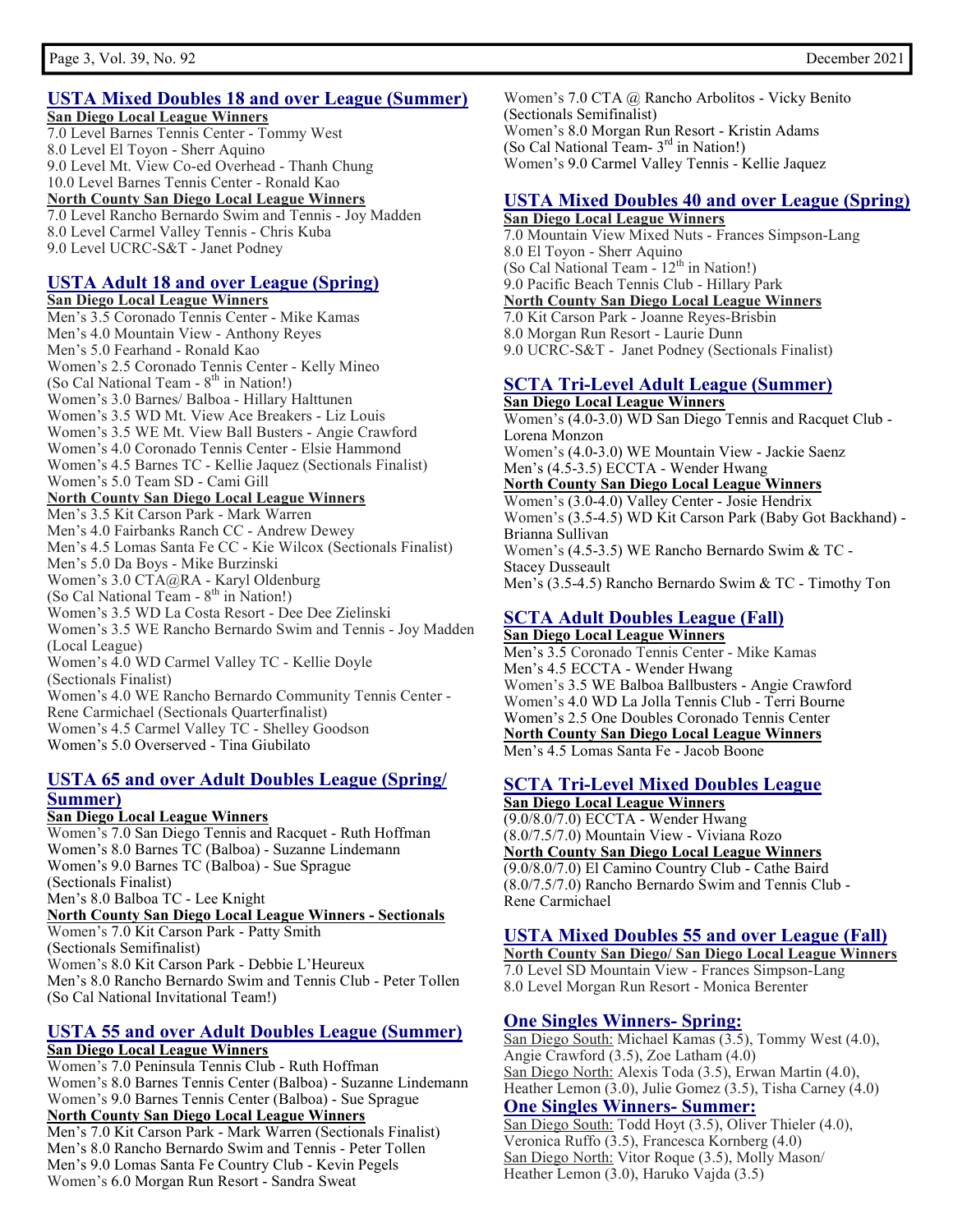## USTA Mixed Doubles 18 and over League (Summer)

**San Diego Local League Winners**

7.0 Level Barnes Tennis Center - Tommy West
8.0 Level El Toyon - Sherr Aquino
9.0 Level Mt. View Co-ed Overhead - Thanh Chung
10.0 Level Barnes Tennis Center - Ronald Kao

**North County San Diego Local League Winners**

7.0 Level Rancho Bernardo Swim and Tennis - Joy Madden
8.0 Level Carmel Valley Tennis - Chris Kuba
9.0 Level UCRC-S&T - Janet Podney

## USTA Adult 18 and over League (Spring)

**San Diego Local League Winners**

Men's 3.5 Coronado Tennis Center - Mike Kamas
Men's 4.0 Mountain View - Anthony Reyes
Men's 5.0 Fearhand - Ronald Kao
Women's 2.5 Coronado Tennis Center - Kelly Mineo (So Cal National Team - 8th in Nation!)
Women's 3.0 Barnes/ Balboa - Hillary Halttunen
Women's 3.5 WD Mt. View Ace Breakers - Liz Louis
Women's 3.5 WE Mt. View Ball Busters - Angie Crawford
Women's 4.0 Coronado Tennis Center - Elsie Hammond
Women's 4.5 Barnes TC - Kellie Jaquez (Sectionals Finalist)
Women's 5.0 Team SD - Cami Gill

**North County San Diego Local League Winners**

Men's 3.5 Kit Carson Park - Mark Warren
Men's 4.0 Fairbanks Ranch CC - Andrew Dewey
Men's 4.5 Lomas Santa Fe CC - Kie Wilcox (Sectionals Finalist)
Men's 5.0 Da Boys - Mike Burzinski
Women's 3.0 CTA@RA - Karyl Oldenburg (So Cal National Team - 8th in Nation!)
Women's 3.5 WD La Costa Resort - Dee Dee Zielinski
Women's 3.5 WE Rancho Bernardo Swim and Tennis - Joy Madden (Local League)
Women's 4.0 WD Carmel Valley TC - Kellie Doyle (Sectionals Finalist)
Women's 4.0 WE Rancho Bernardo Community Tennis Center - Rene Carmichael (Sectionals Quarterfinalist)
Women's 4.5 Carmel Valley TC - Shelley Goodson
Women's 5.0 Overserved - Tina Giubilato

## USTA 65 and over Adult Doubles League (Spring/ Summer)

**San Diego Local League Winners**

Women's 7.0 San Diego Tennis and Racquet - Ruth Hoffman
Women's 8.0 Barnes TC (Balboa) - Suzanne Lindemann
Women's 9.0 Barnes TC (Balboa) - Sue Sprague (Sectionals Finalist)
Men's 8.0 Balboa TC - Lee Knight

**North County San Diego Local League Winners - Sectionals**

Women's 7.0 Kit Carson Park - Patty Smith (Sectionals Semifinalist)
Women's 8.0 Kit Carson Park - Debbie L'Heureux
Men's 8.0 Rancho Bernardo Swim and Tennis Club - Peter Tollen (So Cal National Invitational Team!)

## USTA 55 and over Adult Doubles League (Summer)

**San Diego Local League Winners**

Women's 7.0 Peninsula Tennis Club - Ruth Hoffman
Women's 8.0 Barnes Tennis Center (Balboa) - Suzanne Lindemann
Women's 9.0 Barnes Tennis Center (Balboa) - Sue Sprague

**North County San Diego Local League Winners**

Men's 7.0 Kit Carson Park - Mark Warren (Sectionals Finalist)
Men's 8.0 Rancho Bernardo Swim and Tennis - Peter Tollen
Men's 9.0 Lomas Santa Fe Country Club - Kevin Pegels
Women's 6.0 Morgan Run Resort - Sandra Sweat
Women's 7.0 CTA @ Rancho Arbolitos - Vicky Benito (Sectionals Semifinalist)
Women's 8.0 Morgan Run Resort - Kristin Adams (So Cal National Team- 3rd in Nation!)
Women's 9.0 Carmel Valley Tennis - Kellie Jaquez

## USTA Mixed Doubles 40 and over League (Spring)

**San Diego Local League Winners**

7.0 Mountain View Mixed Nuts - Frances Simpson-Lang
8.0 El Toyon - Sherr Aquino (So Cal National Team - 12th in Nation!)
9.0 Pacific Beach Tennis Club - Hillary Park

**North County San Diego Local League Winners**

7.0 Kit Carson Park - Joanne Reyes-Brisbin
8.0 Morgan Run Resort - Laurie Dunn
9.0 UCRC-S&T - Janet Podney (Sectionals Finalist)

## SCTA Tri-Level Adult League (Summer)

**San Diego Local League Winners**

Women's (4.0-3.0) WD San Diego Tennis and Racquet Club - Lorena Monzon
Women's (4.0-3.0) WE Mountain View - Jackie Saenz
Men's (4.5-3.5) ECCTA - Wender Hwang

**North County San Diego Local League Winners**

Women's (3.0-4.0) Valley Center - Josie Hendrix
Women's (3.5-4.5) WD Kit Carson Park (Baby Got Backhand) - Brianna Sullivan
Women's (4.5-3.5) WE Rancho Bernardo Swim & TC - Stacey Dusseault
Men's (3.5-4.5) Rancho Bernardo Swim & TC - Timothy Ton

## SCTA Adult Doubles League (Fall)

**San Diego Local League Winners**

Men's 3.5 Coronado Tennis Center - Mike Kamas
Men's 4.5 ECCTA - Wender Hwang
Women's 3.5 WE Balboa Ballbusters - Angie Crawford
Women's 4.0 WD La Jolla Tennis Club - Terri Bourne
Women's 2.5 One Doubles Coronado Tennis Center

**North County San Diego Local League Winners**

Men's 4.5 Lomas Santa Fe - Jacob Boone

## SCTA Tri-Level Mixed Doubles League

**San Diego Local League Winners**

(9.0/8.0/7.0) ECCTA - Wender Hwang
(8.0/7.5/7.0) Mountain View - Viviana Rozo

**North County San Diego Local League Winners**

(9.0/8.0/7.0) El Camino Country Club - Cathe Baird
(8.0/7.5/7.0) Rancho Bernardo Swim and Tennis Club - Rene Carmichael

## USTA Mixed Doubles 55 and over League (Fall)

**North County San Diego/ San Diego Local League Winners**

7.0 Level SD Mountain View - Frances Simpson-Lang
8.0 Level Morgan Run Resort - Monica Berenter

## One Singles Winners- Spring:

San Diego South: Michael Kamas (3.5), Tommy West (4.0), Angie Crawford (3.5), Zoe Latham (4.0)
San Diego North: Alexis Toda (3.5), Erwan Martin (4.0), Heather Lemon (3.0), Julie Gomez (3.5), Tisha Carney (4.0)

## One Singles Winners- Summer:

San Diego South: Todd Hoyt (3.5), Oliver Thieler (4.0), Veronica Ruffo (3.5), Francesca Kornberg (4.0)
San Diego North: Vitor Roque (3.5), Molly Mason/ Heather Lemon (3.0), Haruko Vajda (3.5)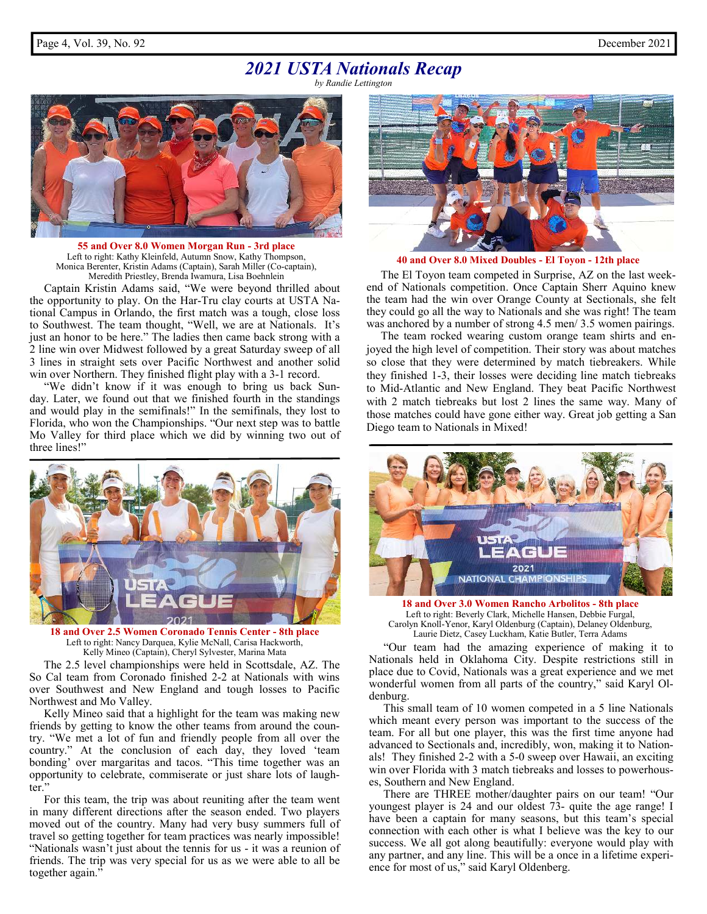# 2021 USTA Nationals Recap

*by Randie Lettington*

**55 and Over 8.0 Women Morgan Run - 3rd place**
Left to right: Kathy Kleinfeld, Autumn Snow, Kathy Thompson, Monica Berenter, Kristin Adams (Captain), Sarah Miller (Co-captain), Meredith Priestley, Brenda Iwamura, Lisa Boehnlein

Captain Kristin Adams said, "We were beyond thrilled about the opportunity to play. On the Har-Tru clay courts at USTA National Campus in Orlando, the first match was a tough, close loss to Southwest. The team thought, "Well, we are at Nationals. It's just an honor to be here." The ladies then came back strong with a 2 line win over Midwest followed by a great Saturday sweep of all 3 lines in straight sets over Pacific Northwest and another solid win over Northern. They finished flight play with a 3-1 record.

"We didn't know if it was enough to bring us back Sunday. Later, we found out that we finished fourth in the standings and would play in the semifinals!" In the semifinals, they lost to Florida, who won the Championships. "Our next step was to battle Mo Valley for third place which we did by winning two out of three lines!"

**18 and Over 2.5 Women Coronado Tennis Center - 8th place**
Left to right: Nancy Darquea, Kylie McNall, Carisa Hackworth, Kelly Mineo (Captain), Cheryl Sylvester, Marina Mata

The 2.5 level championships were held in Scottsdale, AZ. The So Cal team from Coronado finished 2-2 at Nationals with wins over Southwest and New England and tough losses to Pacific Northwest and Mo Valley.

Kelly Mineo said that a highlight for the team was making new friends by getting to know the other teams from around the country. "We met a lot of fun and friendly people from all over the country." At the conclusion of each day, they loved 'team bonding' over margaritas and tacos. "This time together was an opportunity to celebrate, commiserate or just share lots of laughter."

For this team, the trip was about reuniting after the team went in many different directions after the season ended. Two players moved out of the country. Many had very busy summers full of travel so getting together for team practices was nearly impossible! "Nationals wasn't just about the tennis for us - it was a reunion of friends. The trip was very special for us as we were able to all be together again."

**40 and Over 8.0 Mixed Doubles - El Toyon - 12th place**

The El Toyon team competed in Surprise, AZ on the last weekend of Nationals competition. Once Captain Sherr Aquino knew the team had the win over Orange County at Sectionals, she felt they could go all the way to Nationals and she was right! The team was anchored by a number of strong 4.5 men/ 3.5 women pairings.

The team rocked wearing custom orange team shirts and enjoyed the high level of competition. Their story was about matches so close that they were determined by match tiebreakers. While they finished 1-3, their losses were deciding line match tiebreaks to Mid-Atlantic and New England. They beat Pacific Northwest with 2 match tiebreaks but lost 2 lines the same way. Many of those matches could have gone either way. Great job getting a San Diego team to Nationals in Mixed!

**18 and Over 3.0 Women Rancho Arbolitos - 8th place**
Left to right: Beverly Clark, Michelle Hansen, Debbie Furgal, Carolyn Knoll-Yenor, Karyl Oldenburg (Captain), Delaney Oldenburg, Laurie Dietz, Casey Luckham, Katie Butler, Terra Adams

"Our team had the amazing experience of making it to Nationals held in Oklahoma City. Despite restrictions still in place due to Covid, Nationals was a great experience and we met wonderful women from all parts of the country," said Karyl Oldenburg.

This small team of 10 women competed in a 5 line Nationals which meant every person was important to the success of the team. For all but one player, this was the first time anyone had advanced to Sectionals and, incredibly, won, making it to Nationals! They finished 2-2 with a 5-0 sweep over Hawaii, an exciting win over Florida with 3 match tiebreaks and losses to powerhouses, Southern and New England.

There are THREE mother/daughter pairs on our team! "Our youngest player is 24 and our oldest 73- quite the age range! I have been a captain for many seasons, but this team's special connection with each other is what I believe was the key to our success. We all got along beautifully: everyone would play with any partner, and any line. This will be a once in a lifetime experience for most of us," said Karyl Oldenberg.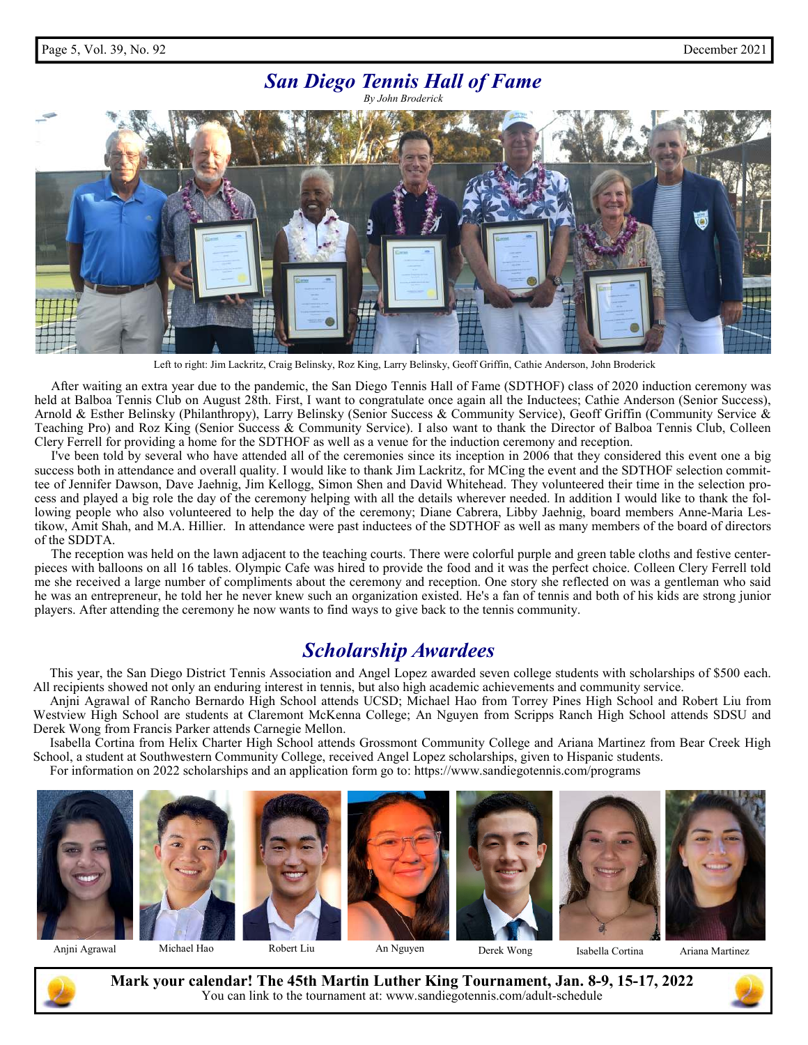## *San Diego Tennis Hall of Fame*

*By John Broderick*

Left to right: Jim Lackritz, Craig Belinsky, Roz King, Larry Belinsky, Geoff Griffin, Cathie Anderson, John Broderick

After waiting an extra year due to the pandemic, the San Diego Tennis Hall of Fame (SDTHOF) class of 2020 induction ceremony was held at Balboa Tennis Club on August 28th. First, I want to congratulate once again all the Inductees; Cathie Anderson (Senior Success), Arnold & Esther Belinsky (Philanthropy), Larry Belinsky (Senior Success & Community Service), Geoff Griffin (Community Service & Teaching Pro) and Roz King (Senior Success & Community Service). I also want to thank the Director of Balboa Tennis Club, Colleen Clery Ferrell for providing a home for the SDTHOF as well as a venue for the induction ceremony and reception.

I've been told by several who have attended all of the ceremonies since its inception in 2006 that they considered this event one a big success both in attendance and overall quality. I would like to thank Jim Lackritz, for MCing the event and the SDTHOF selection committee of Jennifer Dawson, Dave Jaehnig, Jim Kellogg, Simon Shen and David Whitehead. They volunteered their time in the selection process and played a big role the day of the ceremony helping with all the details wherever needed. In addition I would like to thank the following people who also volunteered to help the day of the ceremony; Diane Cabrera, Libby Jaehnig, board members Anne-Maria Lestikow, Amit Shah, and M.A. Hillier. In attendance were past inductees of the SDTHOF as well as many members of the board of directors of the SDDTA.

The reception was held on the lawn adjacent to the teaching courts. There were colorful purple and green table cloths and festive centerpieces with balloons on all 16 tables. Olympic Cafe was hired to provide the food and it was the perfect choice. Colleen Clery Ferrell told me she received a large number of compliments about the ceremony and reception. One story she reflected on was a gentleman who said he was an entrepreneur, he told her he never knew such an organization existed. He's a fan of tennis and both of his kids are strong junior players. After attending the ceremony he now wants to find ways to give back to the tennis community.

## *Scholarship Awardees*

This year, the San Diego District Tennis Association and Angel Lopez awarded seven college students with scholarships of $500 each. All recipients showed not only an enduring interest in tennis, but also high academic achievements and community service.

Anjni Agrawal of Rancho Bernardo High School attends UCSD; Michael Hao from Torrey Pines High School and Robert Liu from Westview High School are students at Claremont McKenna College; An Nguyen from Scripps Ranch High School attends SDSU and Derek Wong from Francis Parker attends Carnegie Mellon.

Isabella Cortina from Helix Charter High School attends Grossmont Community College and Ariana Martinez from Bear Creek High School, a student at Southwestern Community College, received Angel Lopez scholarships, given to Hispanic students.

For information on 2022 scholarships and an application form go to: https://www.sandiegotennis.com/programs

Anjni Agrawal | Michael Hao | Robert Liu | An Nguyen | Derek Wong | Isabella Cortina | Ariana Martinez

**Mark your calendar! The 45th Martin Luther King Tournament, Jan. 8-9, 15-17, 2022**

You can link to the tournament at: www.sandiegotennis.com/adult-schedule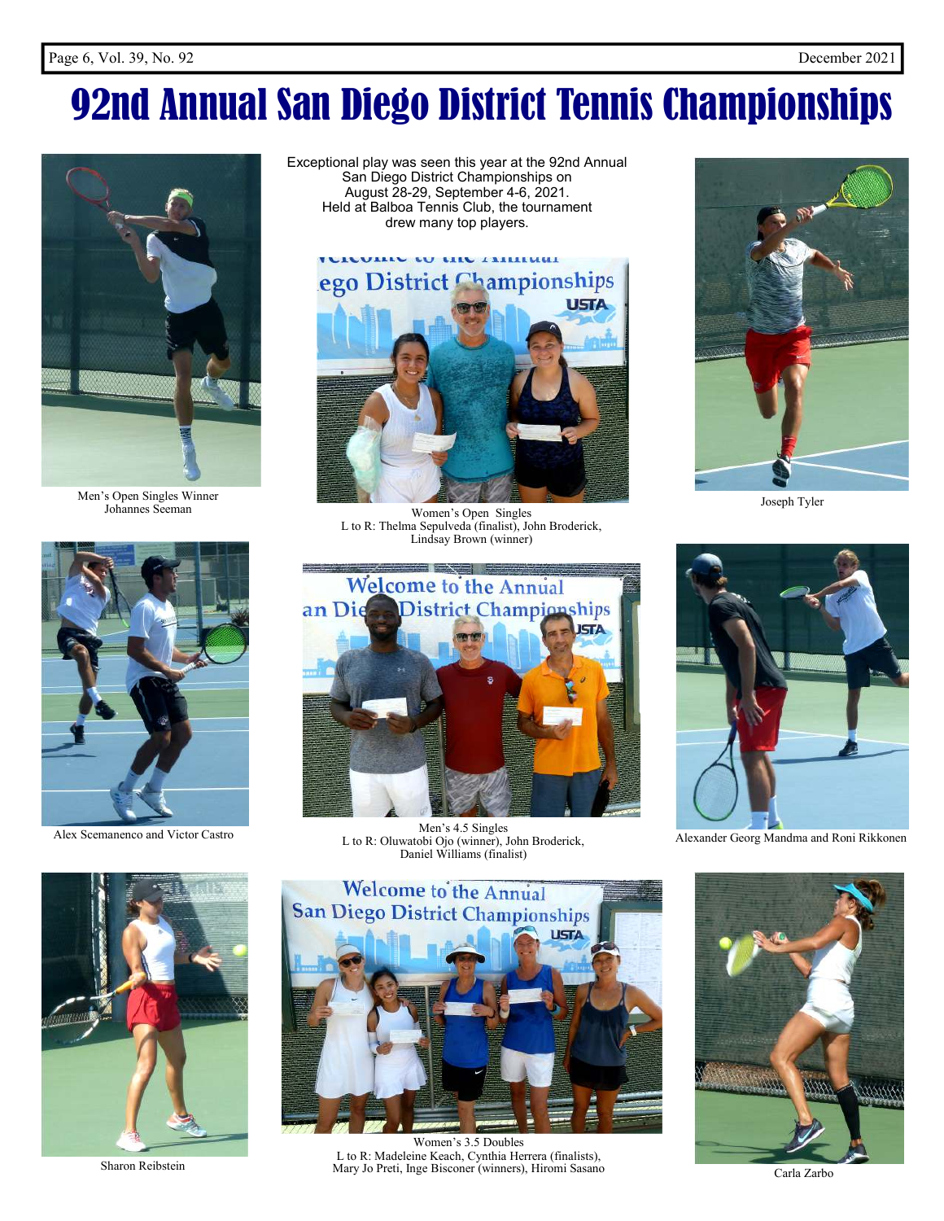# 92nd Annual San Diego District Tennis Championships

Exceptional play was seen this year at the 92nd Annual San Diego District Championships on August 28-29, September 4-6, 2021. Held at Balboa Tennis Club, the tournament drew many top players.

Men's Open Singles Winner
Johannes Seeman

Women's Open Singles
L to R: Thelma Sepulveda (finalist), John Broderick, Lindsay Brown (winner)

Joseph Tyler

Alex Scemanenco and Victor Castro

Men's 4.5 Singles
L to R: Oluwatobi Ojo (winner), John Broderick, Daniel Williams (finalist)

Alexander Georg Mandma and Roni Rikkonen

Sharon Reibstein

Women's 3.5 Doubles
L to R: Madeleine Keach, Cynthia Herrera (finalists), Mary Jo Preti, Inge Bisconer (winners), Hiromi Sasano

Carla Zarbo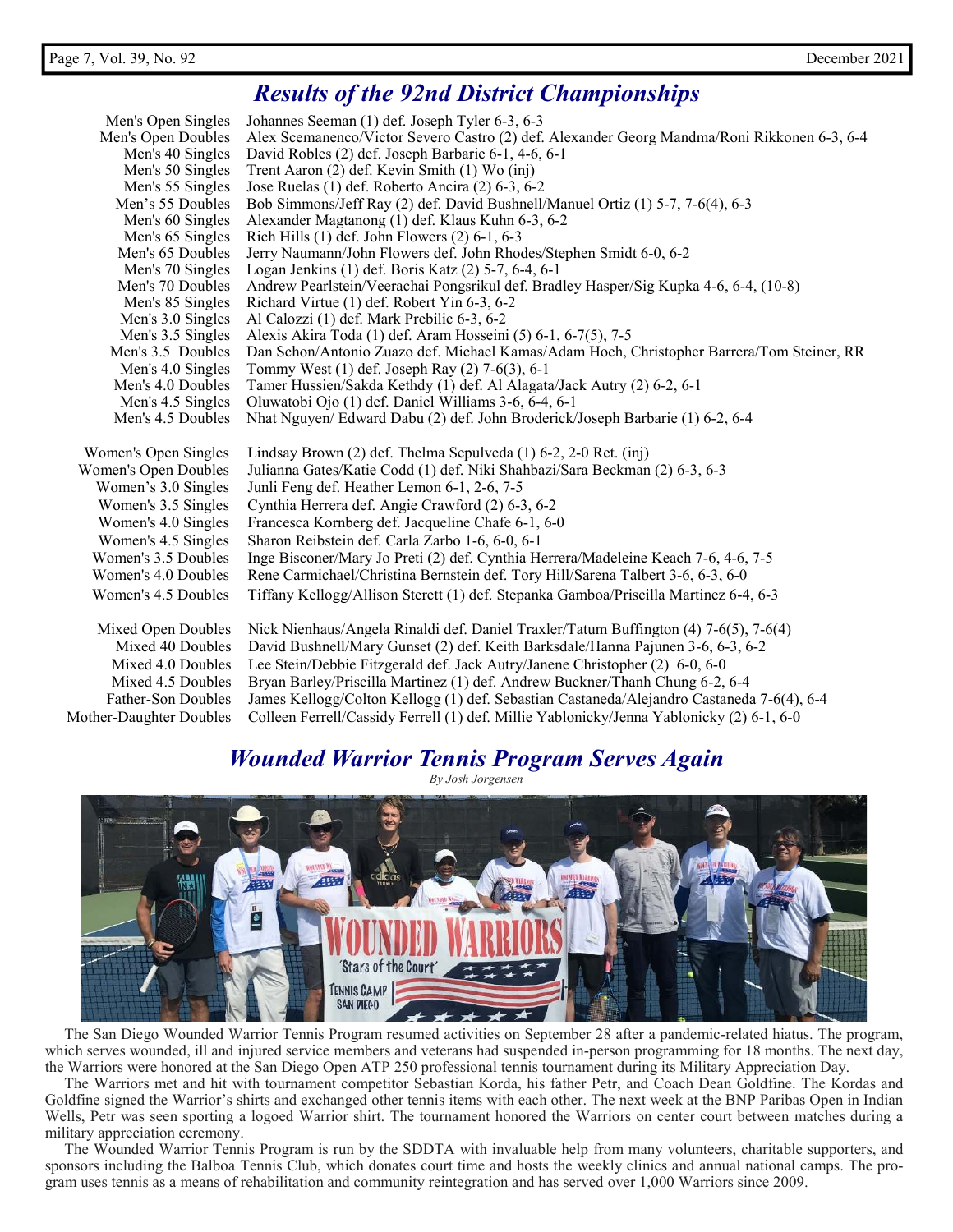## *Results of the 92nd District Championships*

| | |
|---|---|
| Men's Open Singles | Johannes Seeman (1) def. Joseph Tyler 6-3, 6-3 |
| Men's Open Doubles | Alex Scemanenco/Victor Severo Castro (2) def. Alexander Georg Mandma/Roni Rikkonen 6-3, 6-4 |
| Men's 40 Singles | David Robles (2) def. Joseph Barbarie 6-1, 4-6, 6-1 |
| Men's 50 Singles | Trent Aaron (2) def. Kevin Smith (1) Wo (inj) |
| Men's 55 Singles | Jose Ruelas (1) def. Roberto Ancira (2) 6-3, 6-2 |
| Men's 55 Doubles | Bob Simmons/Jeff Ray (2) def. David Bushnell/Manuel Ortiz (1) 5-7, 7-6(4), 6-3 |
| Men's 60 Singles | Alexander Magtanong (1) def. Klaus Kuhn 6-3, 6-2 |
| Men's 65 Singles | Rich Hills (1) def. John Flowers (2) 6-1, 6-3 |
| Men's 65 Doubles | Jerry Naumann/John Flowers def. John Rhodes/Stephen Smidt 6-0, 6-2 |
| Men's 70 Singles | Logan Jenkins (1) def. Boris Katz (2) 5-7, 6-4, 6-1 |
| Men's 70 Doubles | Andrew Pearlstein/Veerachai Pongsrikul def. Bradley Hasper/Sig Kupka 4-6, 6-4, (10-8) |
| Men's 85 Singles | Richard Virtue (1) def. Robert Yin 6-3, 6-2 |
| Men's 3.0 Singles | Al Calozzi (1) def. Mark Prebilic 6-3, 6-2 |
| Men's 3.5 Singles | Alexis Akira Toda (1) def. Aram Hosseini (5) 6-1, 6-7(5), 7-5 |
| Men's 3.5 Doubles | Dan Schon/Antonio Zuazo def. Michael Kamas/Adam Hoch, Christopher Barrera/Tom Steiner, RR |
| Men's 4.0 Singles | Tommy West (1) def. Joseph Ray (2) 7-6(3), 6-1 |
| Men's 4.0 Doubles | Tamer Hussien/Sakda Kethdy (1) def. Al Alagata/Jack Autry (2) 6-2, 6-1 |
| Men's 4.5 Singles | Oluwatobi Ojo (1) def. Daniel Williams 3-6, 6-4, 6-1 |
| Men's 4.5 Doubles | Nhat Nguyen/ Edward Dabu (2) def. John Broderick/Joseph Barbarie (1) 6-2, 6-4 |
| Women's Open Singles | Lindsay Brown (2) def. Thelma Sepulveda (1) 6-2, 2-0 Ret. (inj) |
| Women's Open Doubles | Julianna Gates/Katie Codd (1) def. Niki Shahbazi/Sara Beckman (2) 6-3, 6-3 |
| Women's 3.0 Singles | Junli Feng def. Heather Lemon 6-1, 2-6, 7-5 |
| Women's 3.5 Singles | Cynthia Herrera def. Angie Crawford (2) 6-3, 6-2 |
| Women's 4.0 Singles | Francesca Kornberg def. Jacqueline Chafe 6-1, 6-0 |
| Women's 4.5 Singles | Sharon Reibstein def. Carla Zarbo 1-6, 6-0, 6-1 |
| Women's 3.5 Doubles | Inge Bisconer/Mary Jo Preti (2) def. Cynthia Herrera/Madeleine Keach 7-6, 4-6, 7-5 |
| Women's 4.0 Doubles | Rene Carmichael/Christina Bernstein def. Tory Hill/Sarena Talbert 3-6, 6-3, 6-0 |
| Women's 4.5 Doubles | Tiffany Kellogg/Allison Sterett (1) def. Stepanka Gamboa/Priscilla Martinez 6-4, 6-3 |
| Mixed Open Doubles | Nick Nienhaus/Angela Rinaldi def. Daniel Traxler/Tatum Buffington (4) 7-6(5), 7-6(4) |
| Mixed 40 Doubles | David Bushnell/Mary Gunset (2) def. Keith Barksdale/Hanna Pajunen 3-6, 6-3, 6-2 |
| Mixed 4.0 Doubles | Lee Stein/Debbie Fitzgerald def. Jack Autry/Janene Christopher (2) 6-0, 6-0 |
| Mixed 4.5 Doubles | Bryan Barley/Priscilla Martinez (1) def. Andrew Buckner/Thanh Chung 6-2, 6-4 |
| Father-Son Doubles | James Kellogg/Colton Kellogg (1) def. Sebastian Castaneda/Alejandro Castaneda 7-6(4), 6-4 |
| Mother-Daughter Doubles | Colleen Ferrell/Cassidy Ferrell (1) def. Millie Yablonicky/Jenna Yablonicky (2) 6-1, 6-0 |

## *Wounded Warrior Tennis Program Serves Again*

*By Josh Jorgensen*

The San Diego Wounded Warrior Tennis Program resumed activities on September 28 after a pandemic-related hiatus. The program, which serves wounded, ill and injured service members and veterans had suspended in-person programming for 18 months. The next day, the Warriors were honored at the San Diego Open ATP 250 professional tennis tournament during its Military Appreciation Day.

The Warriors met and hit with tournament competitor Sebastian Korda, his father Petr, and Coach Dean Goldfine. The Kordas and Goldfine signed the Warrior's shirts and exchanged other tennis items with each other. The next week at the BNP Paribas Open in Indian Wells, Petr was seen sporting a logoed Warrior shirt. The tournament honored the Warriors on center court between matches during a military appreciation ceremony.

The Wounded Warrior Tennis Program is run by the SDDTA with invaluable help from many volunteers, charitable supporters, and sponsors including the Balboa Tennis Club, which donates court time and hosts the weekly clinics and annual national camps. The program uses tennis as a means of rehabilitation and community reintegration and has served over 1,000 Warriors since 2009.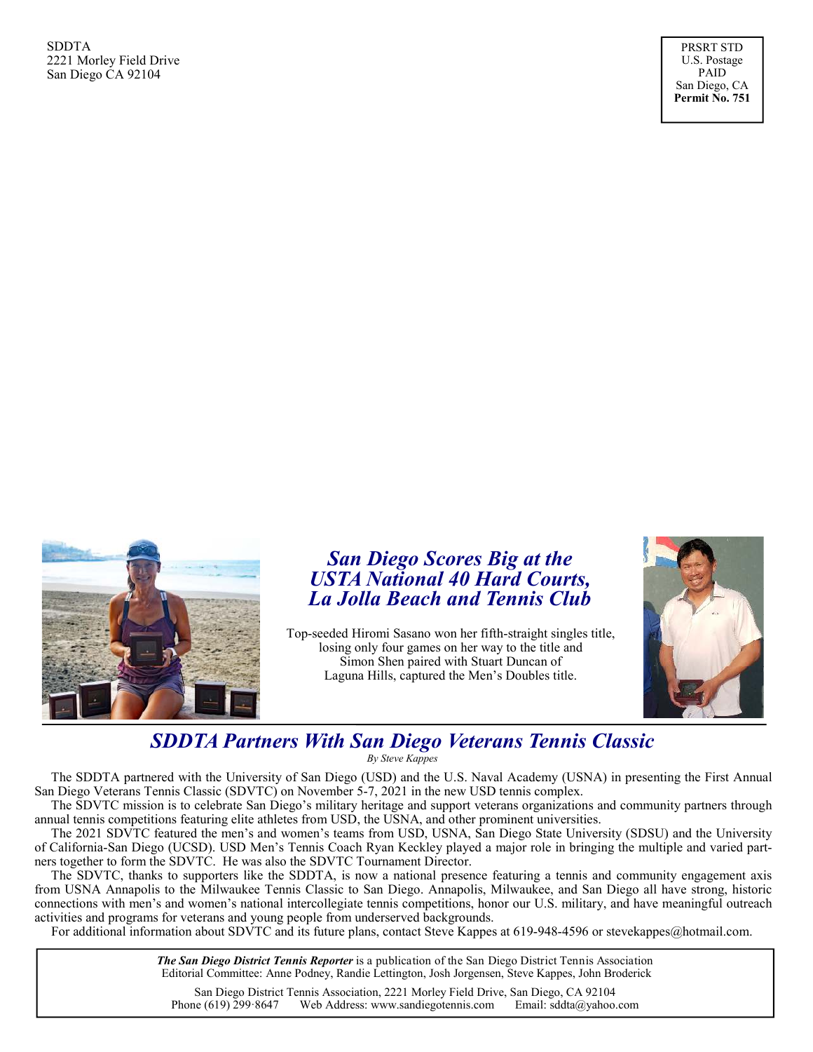SDDTA
2221 Morley Field Drive
San Diego CA 92104

PRSRT STD
U.S. Postage
PAID
San Diego, CA
**Permit No. 751**

## *San Diego Scores Big at the USTA National 40 Hard Courts, La Jolla Beach and Tennis Club*

Top-seeded Hiromi Sasano won her fifth-straight singles title, losing only four games on her way to the title and Simon Shen paired with Stuart Duncan of Laguna Hills, captured the Men's Doubles title.

## *SDDTA Partners With San Diego Veterans Tennis Classic*

*By Steve Kappes*

The SDDTA partnered with the University of San Diego (USD) and the U.S. Naval Academy (USNA) in presenting the First Annual San Diego Veterans Tennis Classic (SDVTC) on November 5-7, 2021 in the new USD tennis complex.

The SDVTC mission is to celebrate San Diego's military heritage and support veterans organizations and community partners through annual tennis competitions featuring elite athletes from USD, the USNA, and other prominent universities.

The 2021 SDVTC featured the men's and women's teams from USD, USNA, San Diego State University (SDSU) and the University of California-San Diego (UCSD). USD Men's Tennis Coach Ryan Keckley played a major role in bringing the multiple and varied partners together to form the SDVTC. He was also the SDVTC Tournament Director.

The SDVTC, thanks to supporters like the SDDTA, is now a national presence featuring a tennis and community engagement axis from USNA Annapolis to the Milwaukee Tennis Classic to San Diego. Annapolis, Milwaukee, and San Diego all have strong, historic connections with men's and women's national intercollegiate tennis competitions, honor our U.S. military, and have meaningful outreach activities and programs for veterans and young people from underserved backgrounds.

For additional information about SDVTC and its future plans, contact Steve Kappes at 619-948-4596 or stevekappes@hotmail.com.

***The San Diego District Tennis Reporter*** is a publication of the San Diego District Tennis Association
Editorial Committee: Anne Podney, Randie Lettington, Josh Jorgensen, Steve Kappes, John Broderick

San Diego District Tennis Association, 2221 Morley Field Drive, San Diego, CA 92104
Phone (619) 299·8647 Web Address: www.sandiegotennis.com Email: sddta@yahoo.com